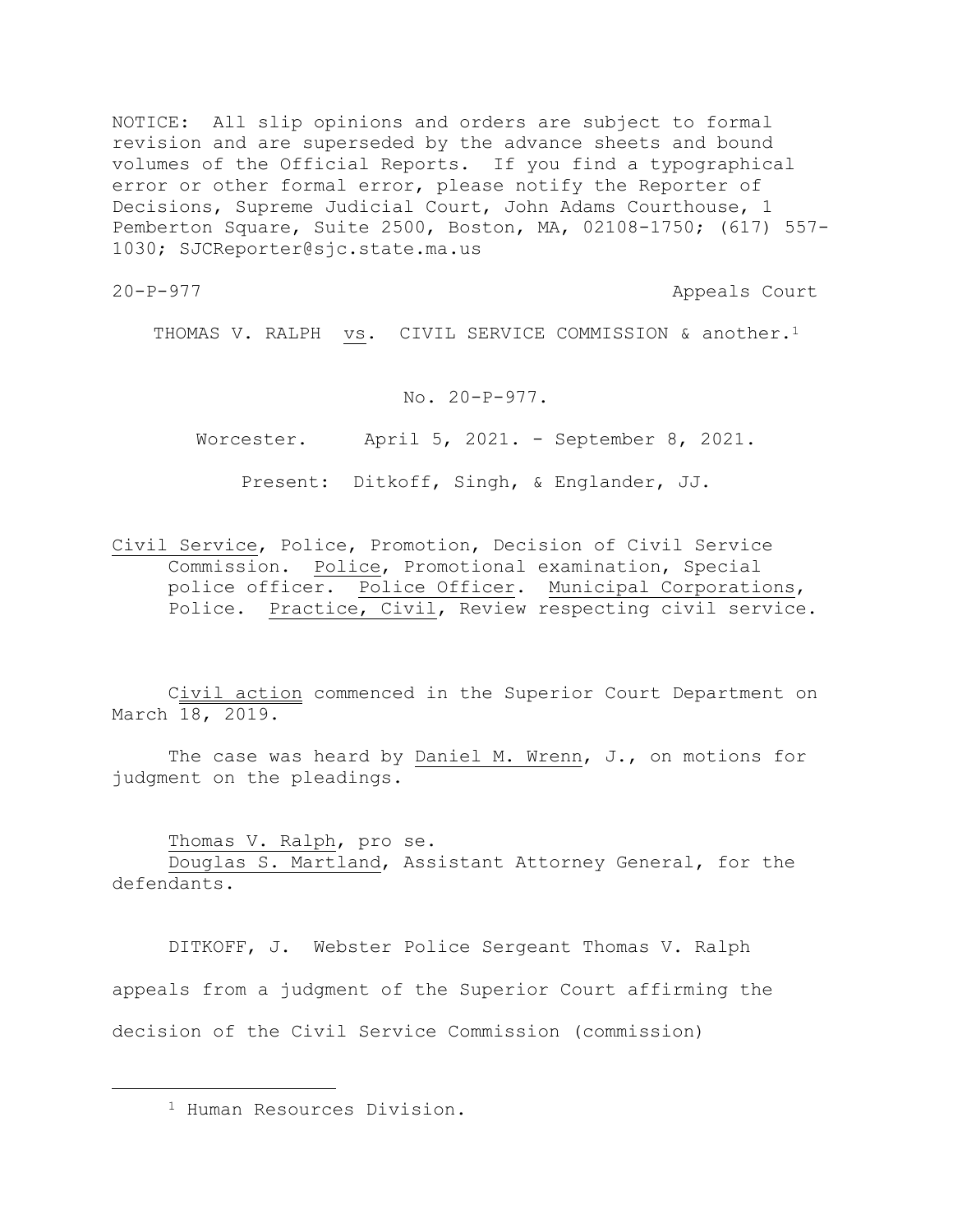NOTICE: All slip opinions and orders are subject to formal revision and are superseded by the advance sheets and bound volumes of the Official Reports. If you find a typographical error or other formal error, please notify the Reporter of Decisions, Supreme Judicial Court, John Adams Courthouse, 1 Pemberton Square, Suite 2500, Boston, MA, 02108-1750; (617) 557-1030; SJCReporter@sjc.state.ma.us

20-P-977 Appeals Court

THOMAS V. RALPH vs. CIVIL SERVICE COMMISSION & another.[1]

No. 20-P-977.

Worcester. April 5, 2021. - September 8, 2021.

Present: Ditkoff, Singh, & Englander, JJ.

Civil Service, Police, Promotion, Decision of Civil Service Commission. Police, Promotional examination, Special police officer. Police Officer. Municipal Corporations, Police. Practice, Civil, Review respecting civil service.

Civil action commenced in the Superior Court Department on March 18, 2019.

The case was heard by Daniel M. Wrenn, J., on motions for judgment on the pleadings.

Thomas V. Ralph, pro se.
Douglas S. Martland, Assistant Attorney General, for the defendants.

DITKOFF, J. Webster Police Sergeant Thomas V. Ralph appeals from a judgment of the Superior Court affirming the decision of the Civil Service Commission (commission)

[1] Human Resources Division.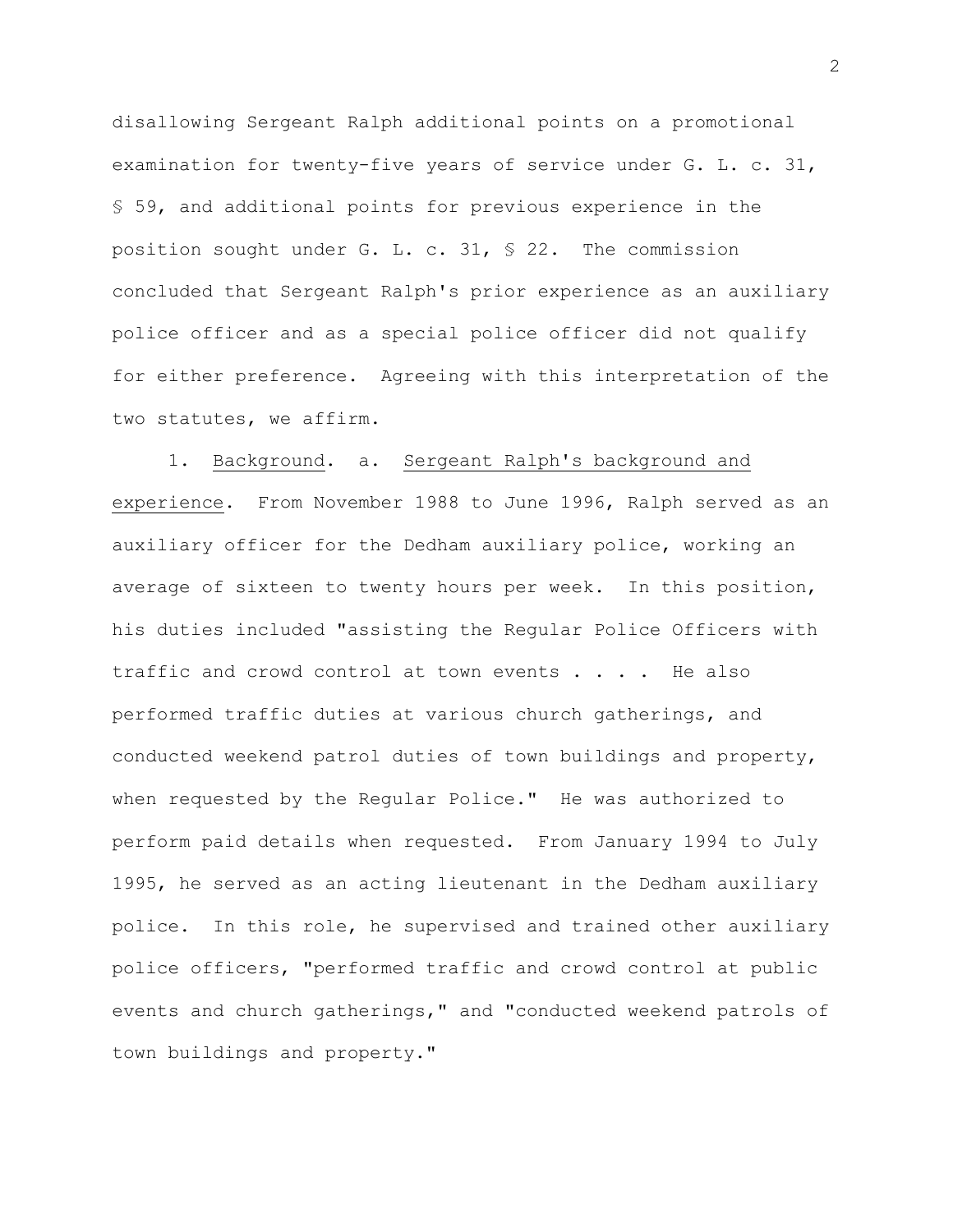disallowing Sergeant Ralph additional points on a promotional examination for twenty-five years of service under G. L. c. 31, § 59, and additional points for previous experience in the position sought under G. L. c. 31, § 22. The commission concluded that Sergeant Ralph's prior experience as an auxiliary police officer and as a special police officer did not qualify for either preference. Agreeing with this interpretation of the two statutes, we affirm.

1. Background. a. Sergeant Ralph's background and experience. From November 1988 to June 1996, Ralph served as an auxiliary officer for the Dedham auxiliary police, working an average of sixteen to twenty hours per week. In this position, his duties included "assisting the Regular Police Officers with traffic and crowd control at town events . . . . He also performed traffic duties at various church gatherings, and conducted weekend patrol duties of town buildings and property, when requested by the Regular Police." He was authorized to perform paid details when requested. From January 1994 to July 1995, he served as an acting lieutenant in the Dedham auxiliary police. In this role, he supervised and trained other auxiliary police officers, "performed traffic and crowd control at public events and church gatherings," and "conducted weekend patrols of town buildings and property."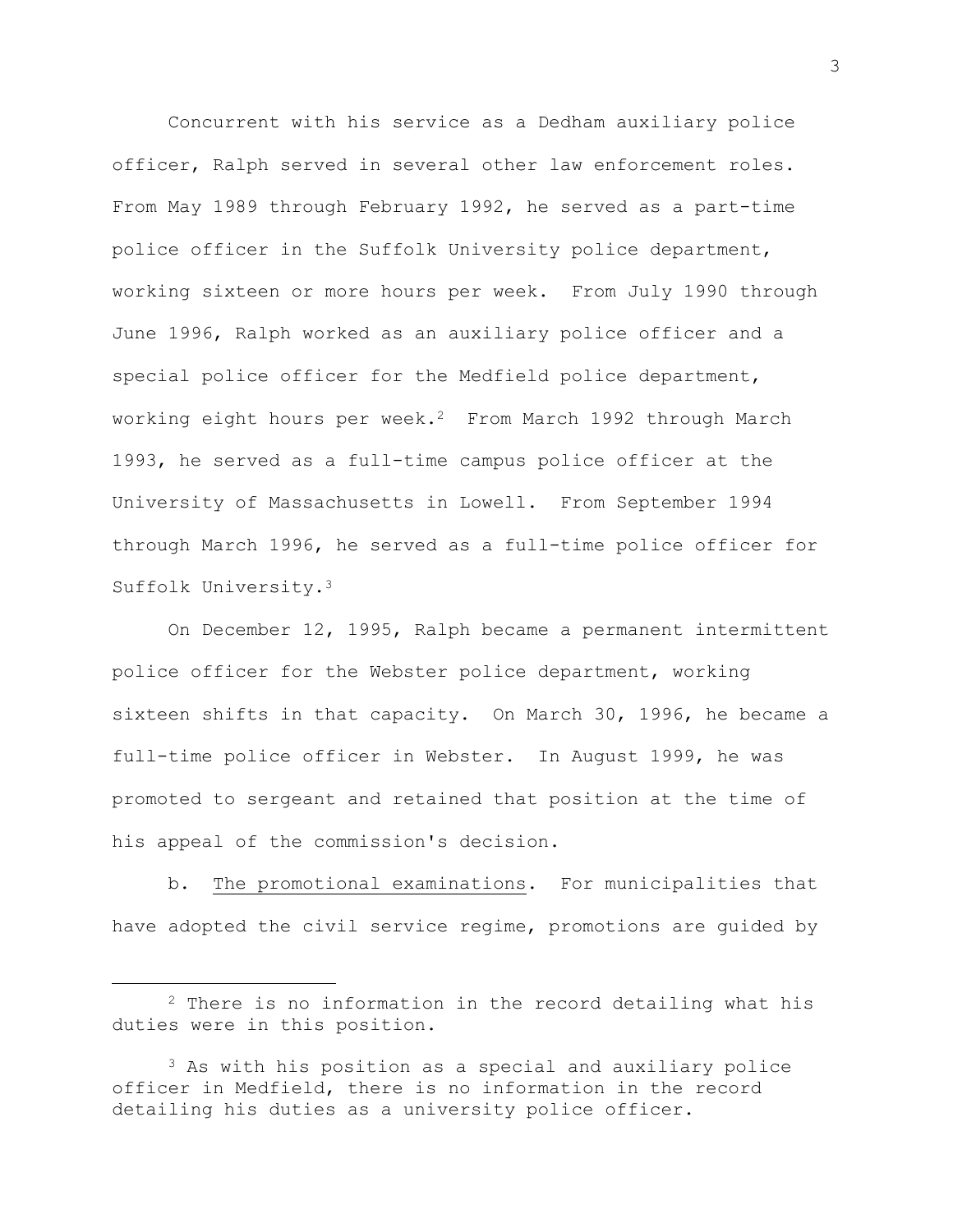Concurrent with his service as a Dedham auxiliary police officer, Ralph served in several other law enforcement roles. From May 1989 through February 1992, he served as a part-time police officer in the Suffolk University police department, working sixteen or more hours per week. From July 1990 through June 1996, Ralph worked as an auxiliary police officer and a special police officer for the Medfield police department, working eight hours per week.[2] From March 1992 through March 1993, he served as a full-time campus police officer at the University of Massachusetts in Lowell. From September 1994 through March 1996, he served as a full-time police officer for Suffolk University.[3]

On December 12, 1995, Ralph became a permanent intermittent police officer for the Webster police department, working sixteen shifts in that capacity. On March 30, 1996, he became a full-time police officer in Webster. In August 1999, he was promoted to sergeant and retained that position at the time of his appeal of the commission's decision.

b. The promotional examinations. For municipalities that have adopted the civil service regime, promotions are guided by

---

[2] There is no information in the record detailing what his duties were in this position.

[3] As with his position as a special and auxiliary police officer in Medfield, there is no information in the record detailing his duties as a university police officer.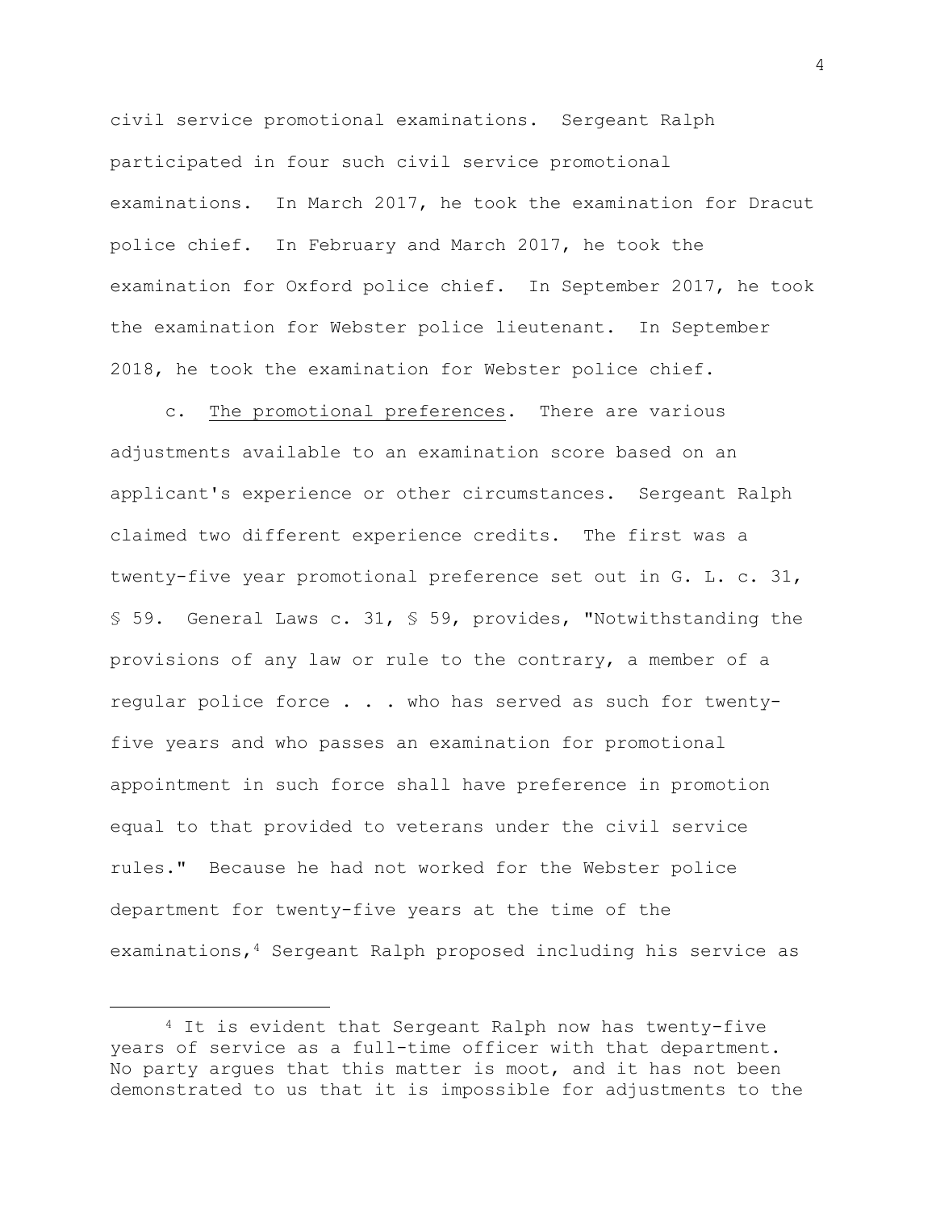civil service promotional examinations. Sergeant Ralph participated in four such civil service promotional examinations. In March 2017, he took the examination for Dracut police chief. In February and March 2017, he took the examination for Oxford police chief. In September 2017, he took the examination for Webster police lieutenant. In September 2018, he took the examination for Webster police chief.

c. The promotional preferences. There are various adjustments available to an examination score based on an applicant's experience or other circumstances. Sergeant Ralph claimed two different experience credits. The first was a twenty-five year promotional preference set out in G. L. c. 31, § 59. General Laws c. 31, § 59, provides, "Notwithstanding the provisions of any law or rule to the contrary, a member of a regular police force . . . who has served as such for twenty-five years and who passes an examination for promotional appointment in such force shall have preference in promotion equal to that provided to veterans under the civil service rules." Because he had not worked for the Webster police department for twenty-five years at the time of the examinations,[4] Sergeant Ralph proposed including his service as

[4] It is evident that Sergeant Ralph now has twenty-five years of service as a full-time officer with that department. No party argues that this matter is moot, and it has not been demonstrated to us that it is impossible for adjustments to the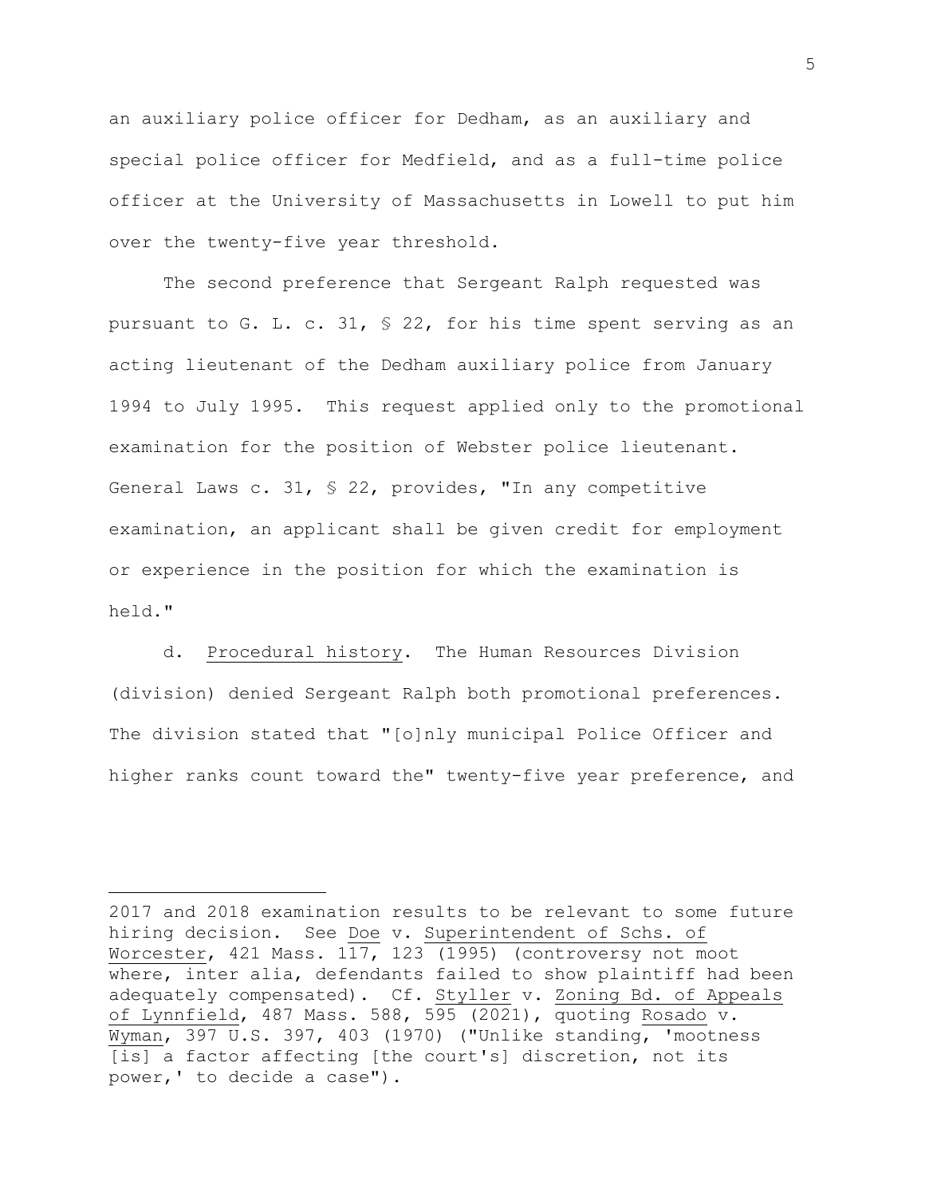an auxiliary police officer for Dedham, as an auxiliary and special police officer for Medfield, and as a full-time police officer at the University of Massachusetts in Lowell to put him over the twenty-five year threshold.

The second preference that Sergeant Ralph requested was pursuant to G. L. c. 31, § 22, for his time spent serving as an acting lieutenant of the Dedham auxiliary police from January 1994 to July 1995. This request applied only to the promotional examination for the position of Webster police lieutenant. General Laws c. 31, § 22, provides, "In any competitive examination, an applicant shall be given credit for employment or experience in the position for which the examination is held."

d. Procedural history. The Human Resources Division (division) denied Sergeant Ralph both promotional preferences. The division stated that "[o]nly municipal Police Officer and higher ranks count toward the" twenty-five year preference, and

---

2017 and 2018 examination results to be relevant to some future hiring decision. See Doe v. Superintendent of Schs. of Worcester, 421 Mass. 117, 123 (1995) (controversy not moot where, inter alia, defendants failed to show plaintiff had been adequately compensated). Cf. Styller v. Zoning Bd. of Appeals of Lynnfield, 487 Mass. 588, 595 (2021), quoting Rosado v. Wyman, 397 U.S. 397, 403 (1970) ("Unlike standing, 'mootness [is] a factor affecting [the court's] discretion, not its power,' to decide a case").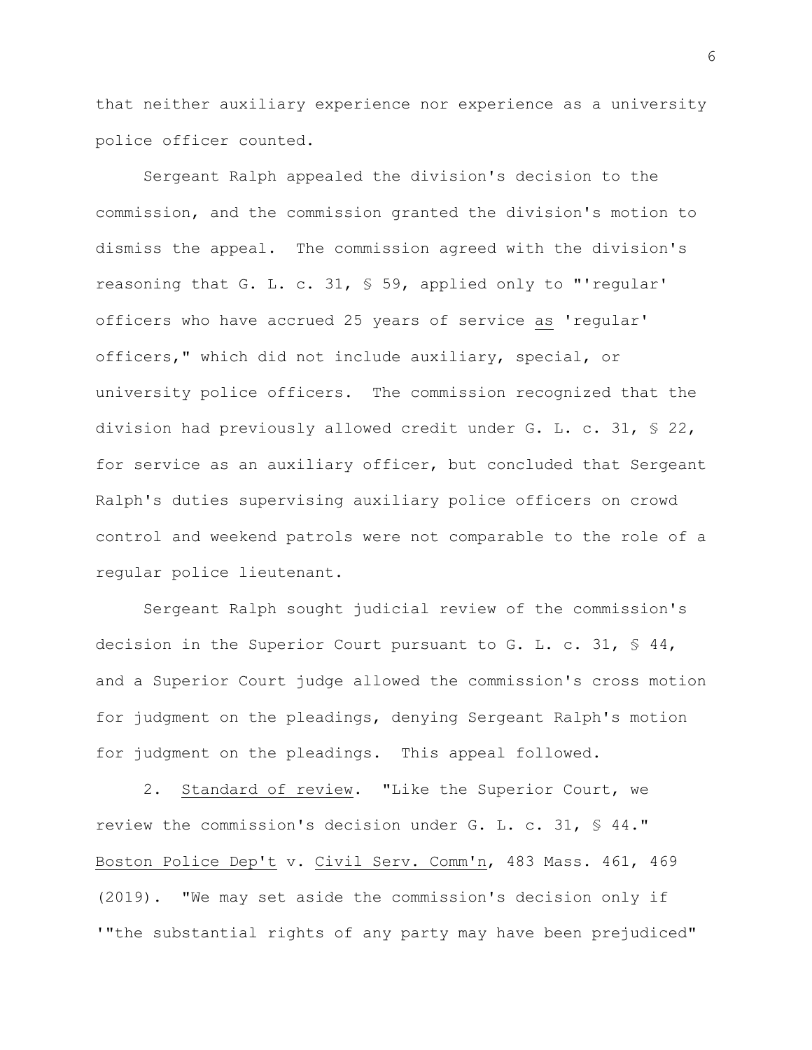that neither auxiliary experience nor experience as a university police officer counted.

Sergeant Ralph appealed the division's decision to the commission, and the commission granted the division's motion to dismiss the appeal. The commission agreed with the division's reasoning that G. L. c. 31, § 59, applied only to "'regular' officers who have accrued 25 years of service as 'regular' officers," which did not include auxiliary, special, or university police officers. The commission recognized that the division had previously allowed credit under G. L. c. 31, § 22, for service as an auxiliary officer, but concluded that Sergeant Ralph's duties supervising auxiliary police officers on crowd control and weekend patrols were not comparable to the role of a regular police lieutenant.

Sergeant Ralph sought judicial review of the commission's decision in the Superior Court pursuant to G. L. c. 31, § 44, and a Superior Court judge allowed the commission's cross motion for judgment on the pleadings, denying Sergeant Ralph's motion for judgment on the pleadings. This appeal followed.

2. Standard of review. "Like the Superior Court, we review the commission's decision under G. L. c. 31, § 44." Boston Police Dep't v. Civil Serv. Comm'n, 483 Mass. 461, 469 (2019). "We may set aside the commission's decision only if '"the substantial rights of any party may have been prejudiced"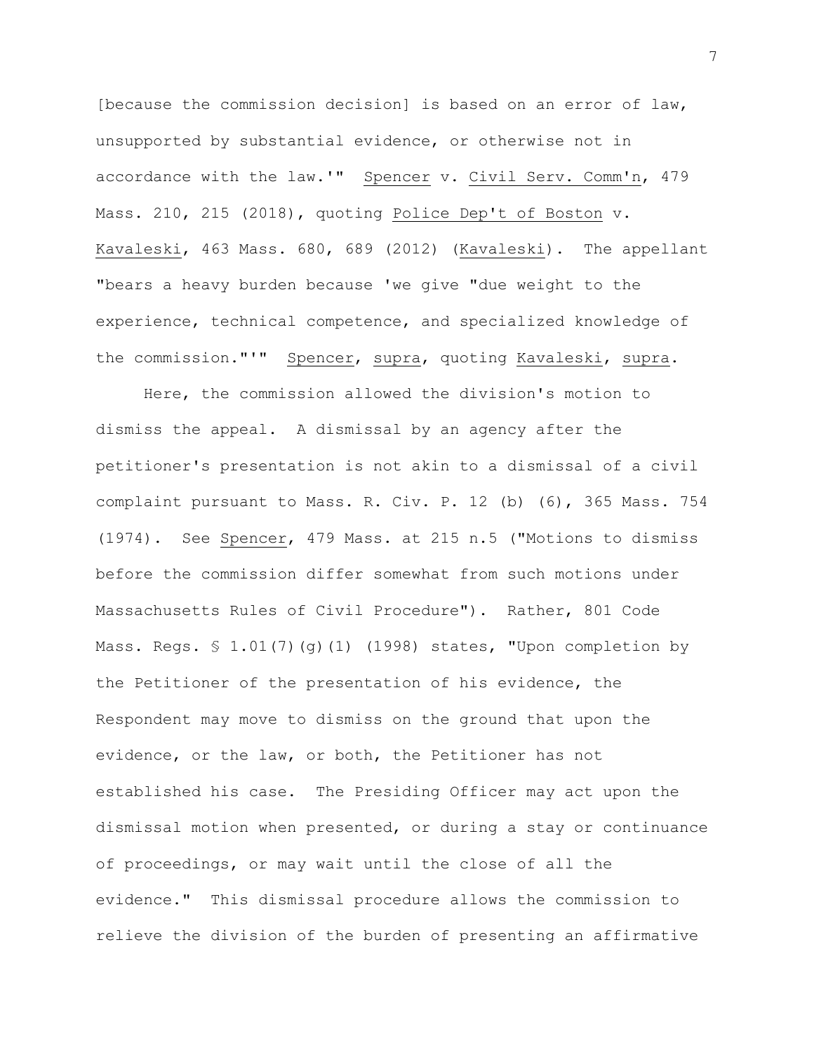[because the commission decision] is based on an error of law, unsupported by substantial evidence, or otherwise not in accordance with the law.'" Spencer v. Civil Serv. Comm'n, 479 Mass. 210, 215 (2018), quoting Police Dep't of Boston v. Kavaleski, 463 Mass. 680, 689 (2012) (Kavaleski). The appellant "bears a heavy burden because 'we give "due weight to the experience, technical competence, and specialized knowledge of the commission."'" Spencer, supra, quoting Kavaleski, supra.

Here, the commission allowed the division's motion to dismiss the appeal. A dismissal by an agency after the petitioner's presentation is not akin to a dismissal of a civil complaint pursuant to Mass. R. Civ. P. 12 (b) (6), 365 Mass. 754 (1974). See Spencer, 479 Mass. at 215 n.5 ("Motions to dismiss before the commission differ somewhat from such motions under Massachusetts Rules of Civil Procedure"). Rather, 801 Code Mass. Regs. § 1.01(7)(g)(1) (1998) states, "Upon completion by the Petitioner of the presentation of his evidence, the Respondent may move to dismiss on the ground that upon the evidence, or the law, or both, the Petitioner has not established his case. The Presiding Officer may act upon the dismissal motion when presented, or during a stay or continuance of proceedings, or may wait until the close of all the evidence." This dismissal procedure allows the commission to relieve the division of the burden of presenting an affirmative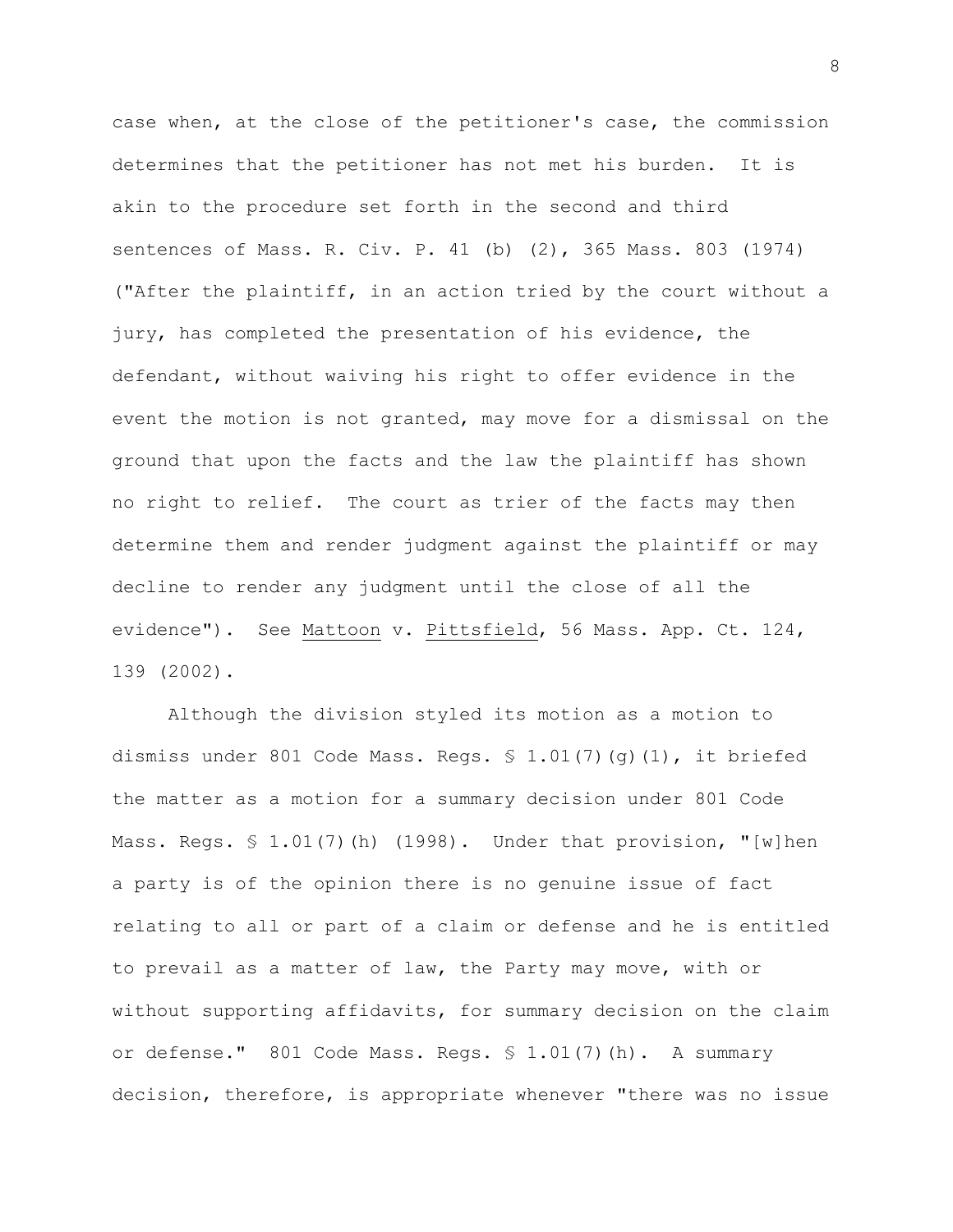case when, at the close of the petitioner's case, the commission determines that the petitioner has not met his burden. It is akin to the procedure set forth in the second and third sentences of Mass. R. Civ. P. 41 (b) (2), 365 Mass. 803 (1974) ("After the plaintiff, in an action tried by the court without a jury, has completed the presentation of his evidence, the defendant, without waiving his right to offer evidence in the event the motion is not granted, may move for a dismissal on the ground that upon the facts and the law the plaintiff has shown no right to relief. The court as trier of the facts may then determine them and render judgment against the plaintiff or may decline to render any judgment until the close of all the evidence"). See _Mattoon_ v. _Pittsfield_, 56 Mass. App. Ct. 124, 139 (2002).

Although the division styled its motion as a motion to dismiss under 801 Code Mass. Regs. § 1.01(7)(g)(1), it briefed the matter as a motion for a summary decision under 801 Code Mass. Regs. § 1.01(7)(h) (1998). Under that provision, "[w]hen a party is of the opinion there is no genuine issue of fact relating to all or part of a claim or defense and he is entitled to prevail as a matter of law, the Party may move, with or without supporting affidavits, for summary decision on the claim or defense." 801 Code Mass. Regs. § 1.01(7)(h). A summary decision, therefore, is appropriate whenever "there was no issue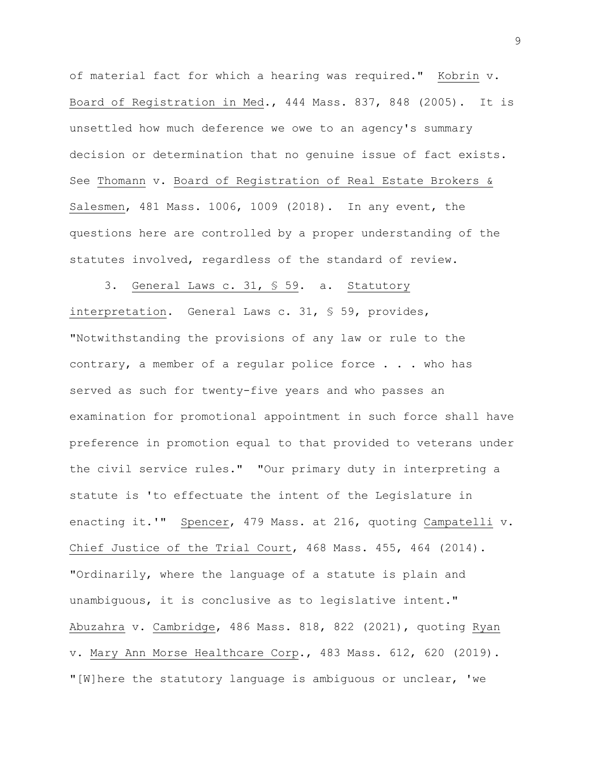of material fact for which a hearing was required." Kobrin v. Board of Registration in Med., 444 Mass. 837, 848 (2005). It is unsettled how much deference we owe to an agency's summary decision or determination that no genuine issue of fact exists. See Thomann v. Board of Registration of Real Estate Brokers & Salesmen, 481 Mass. 1006, 1009 (2018). In any event, the questions here are controlled by a proper understanding of the statutes involved, regardless of the standard of review.

3. General Laws c. 31, § 59. a. Statutory interpretation. General Laws c. 31, § 59, provides, "Notwithstanding the provisions of any law or rule to the contrary, a member of a regular police force . . . who has served as such for twenty-five years and who passes an examination for promotional appointment in such force shall have preference in promotion equal to that provided to veterans under the civil service rules." "Our primary duty in interpreting a statute is 'to effectuate the intent of the Legislature in enacting it.'" Spencer, 479 Mass. at 216, quoting Campatelli v. Chief Justice of the Trial Court, 468 Mass. 455, 464 (2014). "Ordinarily, where the language of a statute is plain and unambiguous, it is conclusive as to legislative intent." Abuzahra v. Cambridge, 486 Mass. 818, 822 (2021), quoting Ryan v. Mary Ann Morse Healthcare Corp., 483 Mass. 612, 620 (2019). "[W]here the statutory language is ambiguous or unclear, 'we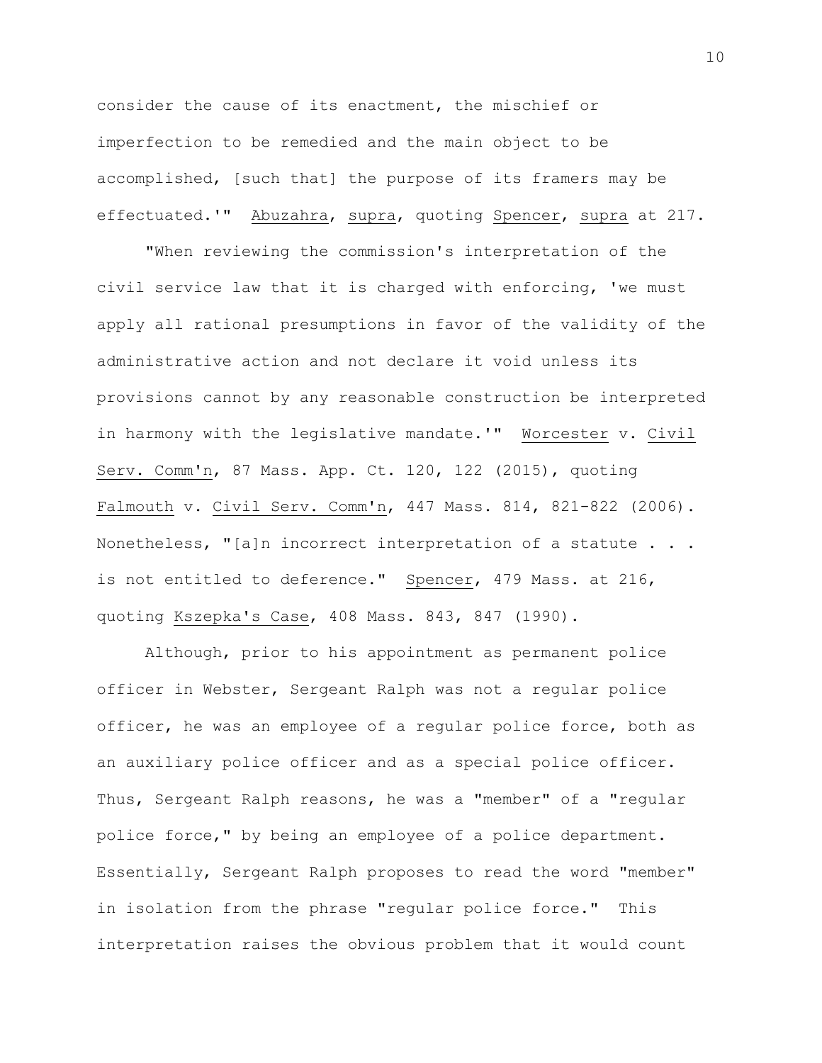consider the cause of its enactment, the mischief or imperfection to be remedied and the main object to be accomplished, [such that] the purpose of its framers may be effectuated.'" Abuzahra, supra, quoting Spencer, supra at 217.

"When reviewing the commission's interpretation of the civil service law that it is charged with enforcing, 'we must apply all rational presumptions in favor of the validity of the administrative action and not declare it void unless its provisions cannot by any reasonable construction be interpreted in harmony with the legislative mandate.'" Worcester v. Civil Serv. Comm'n, 87 Mass. App. Ct. 120, 122 (2015), quoting Falmouth v. Civil Serv. Comm'n, 447 Mass. 814, 821-822 (2006). Nonetheless, "[a]n incorrect interpretation of a statute . . . is not entitled to deference." Spencer, 479 Mass. at 216, quoting Kszepka's Case, 408 Mass. 843, 847 (1990).

Although, prior to his appointment as permanent police officer in Webster, Sergeant Ralph was not a regular police officer, he was an employee of a regular police force, both as an auxiliary police officer and as a special police officer. Thus, Sergeant Ralph reasons, he was a "member" of a "regular police force," by being an employee of a police department. Essentially, Sergeant Ralph proposes to read the word "member" in isolation from the phrase "regular police force." This interpretation raises the obvious problem that it would count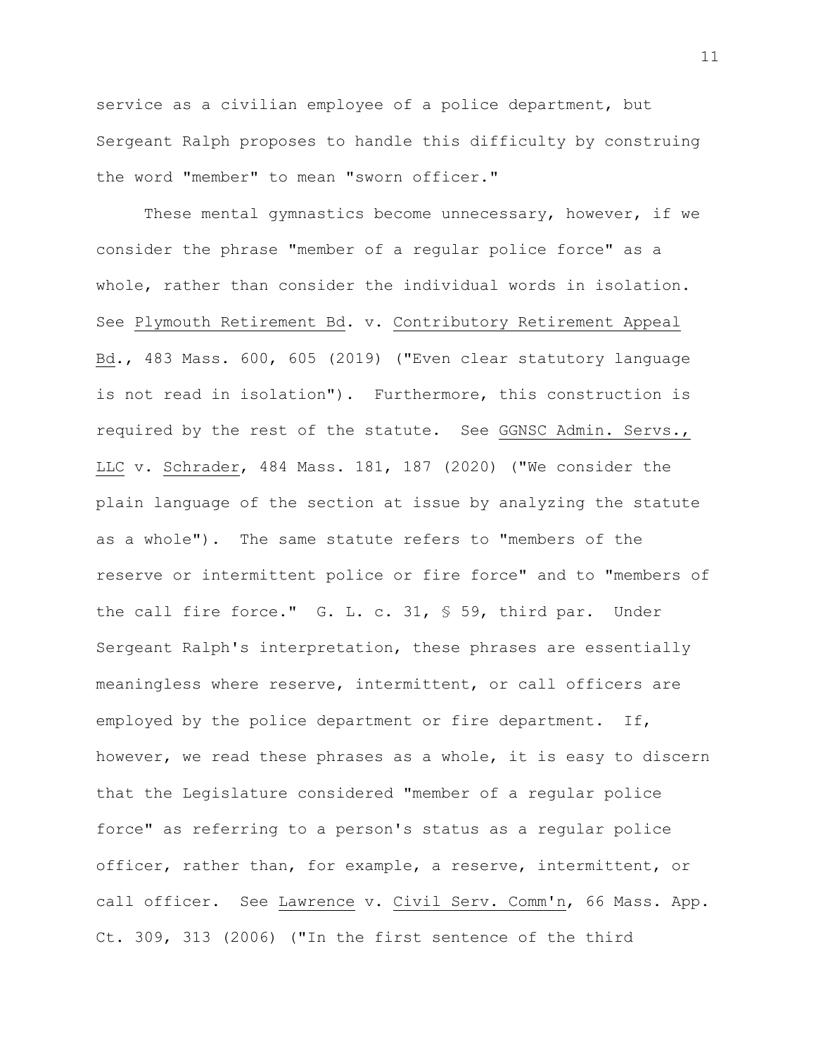service as a civilian employee of a police department, but Sergeant Ralph proposes to handle this difficulty by construing the word "member" to mean "sworn officer."

These mental gymnastics become unnecessary, however, if we consider the phrase "member of a regular police force" as a whole, rather than consider the individual words in isolation. See Plymouth Retirement Bd. v. Contributory Retirement Appeal Bd., 483 Mass. 600, 605 (2019) ("Even clear statutory language is not read in isolation"). Furthermore, this construction is required by the rest of the statute. See GGNSC Admin. Servs., LLC v. Schrader, 484 Mass. 181, 187 (2020) ("We consider the plain language of the section at issue by analyzing the statute as a whole"). The same statute refers to "members of the reserve or intermittent police or fire force" and to "members of the call fire force." G. L. c. 31, § 59, third par. Under Sergeant Ralph's interpretation, these phrases are essentially meaningless where reserve, intermittent, or call officers are employed by the police department or fire department. If, however, we read these phrases as a whole, it is easy to discern that the Legislature considered "member of a regular police force" as referring to a person's status as a regular police officer, rather than, for example, a reserve, intermittent, or call officer. See Lawrence v. Civil Serv. Comm'n, 66 Mass. App. Ct. 309, 313 (2006) ("In the first sentence of the third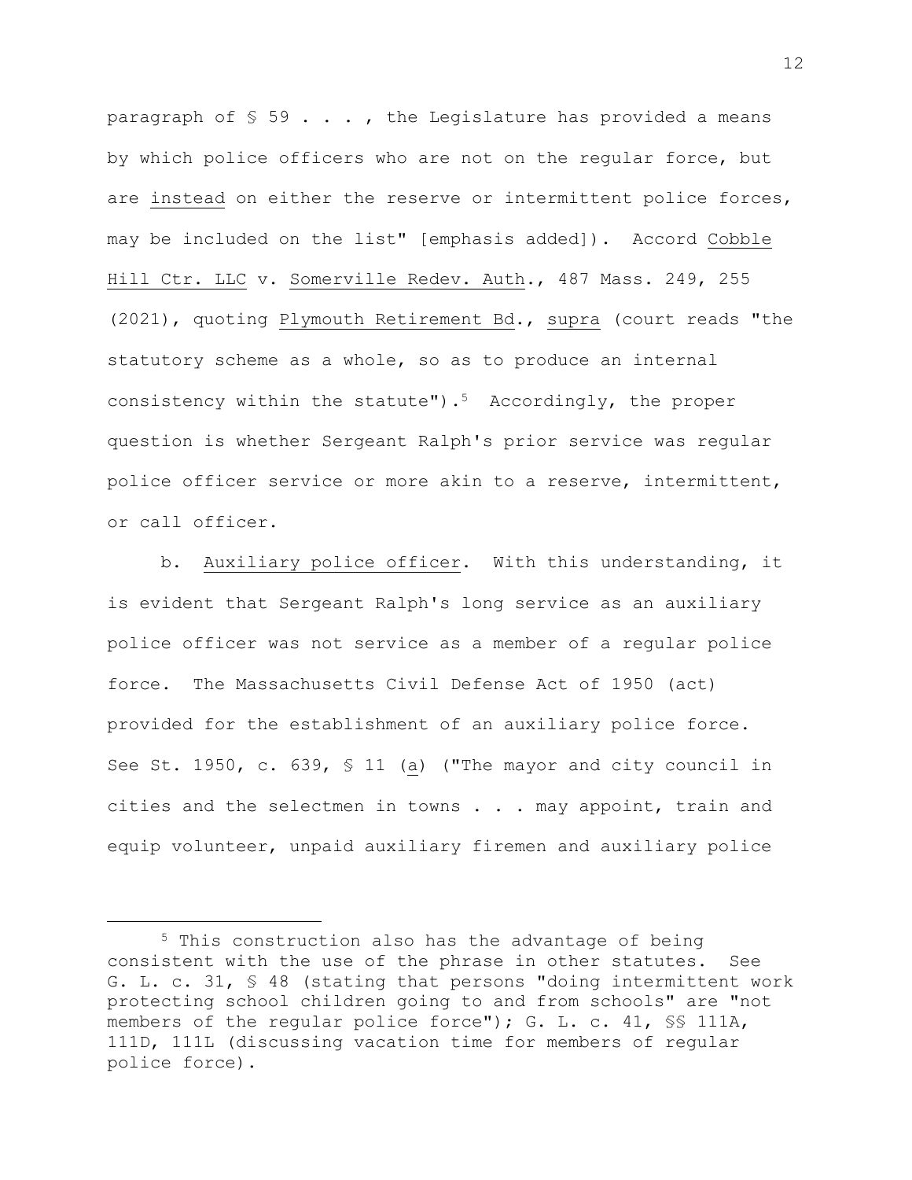paragraph of § 59 . . . , the Legislature has provided a means by which police officers who are not on the regular force, but are instead on either the reserve or intermittent police forces, may be included on the list" [emphasis added]). Accord Cobble Hill Ctr. LLC v. Somerville Redev. Auth., 487 Mass. 249, 255 (2021), quoting Plymouth Retirement Bd., supra (court reads "the statutory scheme as a whole, so as to produce an internal consistency within the statute").[5] Accordingly, the proper question is whether Sergeant Ralph's prior service was regular police officer service or more akin to a reserve, intermittent, or call officer.

b. Auxiliary police officer. With this understanding, it is evident that Sergeant Ralph's long service as an auxiliary police officer was not service as a member of a regular police force. The Massachusetts Civil Defense Act of 1950 (act) provided for the establishment of an auxiliary police force. See St. 1950, c. 639, § 11 (a) ("The mayor and city council in cities and the selectmen in towns . . . may appoint, train and equip volunteer, unpaid auxiliary firemen and auxiliary police

---

[5] This construction also has the advantage of being consistent with the use of the phrase in other statutes. See G. L. c. 31, § 48 (stating that persons "doing intermittent work protecting school children going to and from schools" are "not members of the regular police force"); G. L. c. 41, §§ 111A, 111D, 111L (discussing vacation time for members of regular police force).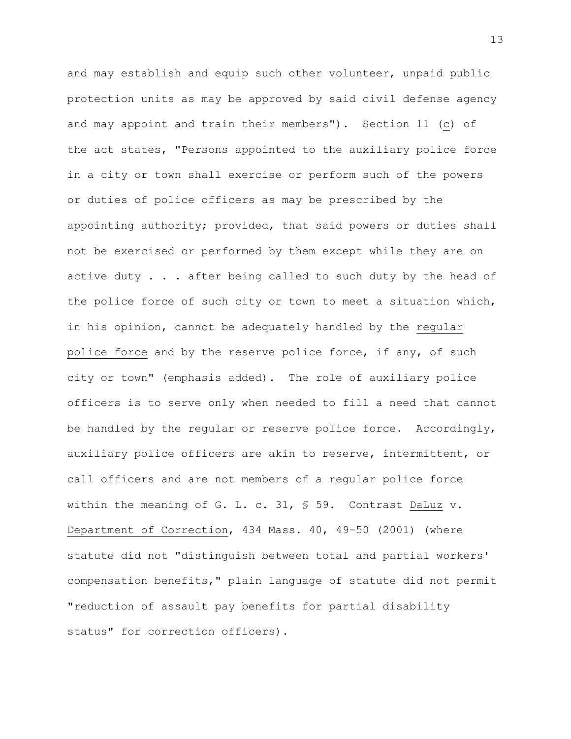and may establish and equip such other volunteer, unpaid public protection units as may be approved by said civil defense agency and may appoint and train their members"). Section 11 (*c*) of the act states, "Persons appointed to the auxiliary police force in a city or town shall exercise or perform such of the powers or duties of police officers as may be prescribed by the appointing authority; provided, that said powers or duties shall not be exercised or performed by them except while they are on active duty . . . after being called to such duty by the head of the police force of such city or town to meet a situation which, in his opinion, cannot be adequately handled by the *regular police force* and by the reserve police force, if any, of such city or town" (emphasis added). The role of auxiliary police officers is to serve only when needed to fill a need that cannot be handled by the regular or reserve police force. Accordingly, auxiliary police officers are akin to reserve, intermittent, or call officers and are not members of a regular police force within the meaning of G. L. c. 31, § 59. Contrast *DaLuz* v. *Department of Correction*, 434 Mass. 40, 49-50 (2001) (where statute did not "distinguish between total and partial workers' compensation benefits," plain language of statute did not permit "reduction of assault pay benefits for partial disability status" for correction officers).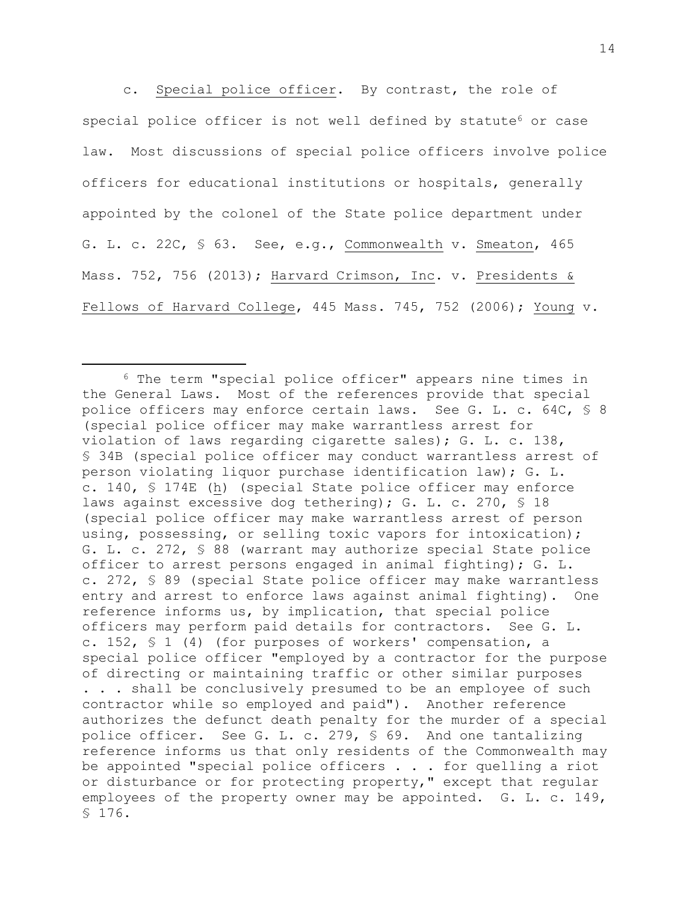c. _Special police officer_. By contrast, the role of special police officer is not well defined by statute[6] or case law. Most discussions of special police officers involve police officers for educational institutions or hospitals, generally appointed by the colonel of the State police department under G. L. c. 22C, § 63. See, e.g., _Commonwealth_ v. _Smeaton_, 465 Mass. 752, 756 (2013); _Harvard Crimson, Inc_. v. _Presidents & Fellows of Harvard College_, 445 Mass. 745, 752 (2006); _Young_ v.

---

[6] The term "special police officer" appears nine times in the General Laws. Most of the references provide that special police officers may enforce certain laws. See G. L. c. 64C, § 8 (special police officer may make warrantless arrest for violation of laws regarding cigarette sales); G. L. c. 138, § 34B (special police officer may conduct warrantless arrest of person violating liquor purchase identification law); G. L. c. 140, § 174E (_h_) (special State police officer may enforce laws against excessive dog tethering); G. L. c. 270, § 18 (special police officer may make warrantless arrest of person using, possessing, or selling toxic vapors for intoxication); G. L. c. 272, § 88 (warrant may authorize special State police officer to arrest persons engaged in animal fighting); G. L. c. 272, § 89 (special State police officer may make warrantless entry and arrest to enforce laws against animal fighting). One reference informs us, by implication, that special police officers may perform paid details for contractors. See G. L. c. 152, § 1 (4) (for purposes of workers' compensation, a special police officer "employed by a contractor for the purpose of directing or maintaining traffic or other similar purposes . . . shall be conclusively presumed to be an employee of such contractor while so employed and paid"). Another reference authorizes the defunct death penalty for the murder of a special police officer. See G. L. c. 279, § 69. And one tantalizing reference informs us that only residents of the Commonwealth may be appointed "special police officers . . . for quelling a riot or disturbance or for protecting property," except that regular employees of the property owner may be appointed. G. L. c. 149, § 176.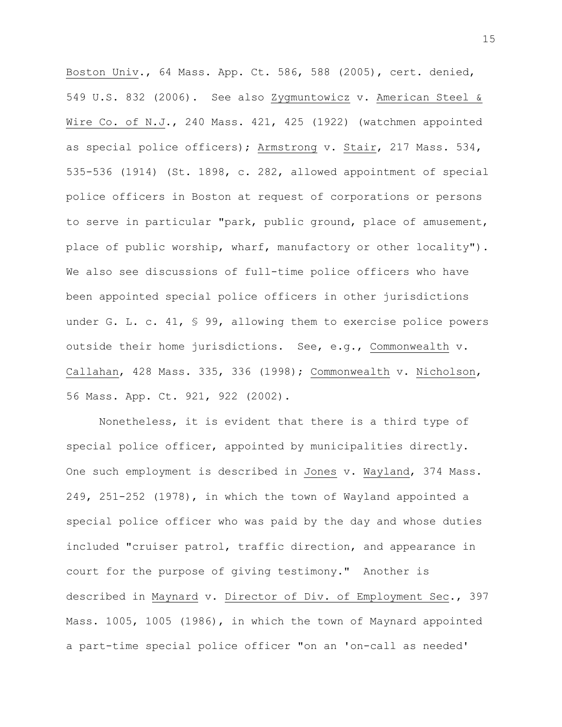Boston Univ., 64 Mass. App. Ct. 586, 588 (2005), cert. denied, 549 U.S. 832 (2006). See also Zygmuntowicz v. American Steel & Wire Co. of N.J., 240 Mass. 421, 425 (1922) (watchmen appointed as special police officers); Armstrong v. Stair, 217 Mass. 534, 535-536 (1914) (St. 1898, c. 282, allowed appointment of special police officers in Boston at request of corporations or persons to serve in particular "park, public ground, place of amusement, place of public worship, wharf, manufactory or other locality"). We also see discussions of full-time police officers who have been appointed special police officers in other jurisdictions under G. L. c. 41, § 99, allowing them to exercise police powers outside their home jurisdictions. See, e.g., Commonwealth v. Callahan, 428 Mass. 335, 336 (1998); Commonwealth v. Nicholson, 56 Mass. App. Ct. 921, 922 (2002).

Nonetheless, it is evident that there is a third type of special police officer, appointed by municipalities directly. One such employment is described in Jones v. Wayland, 374 Mass. 249, 251-252 (1978), in which the town of Wayland appointed a special police officer who was paid by the day and whose duties included "cruiser patrol, traffic direction, and appearance in court for the purpose of giving testimony." Another is described in Maynard v. Director of Div. of Employment Sec., 397 Mass. 1005, 1005 (1986), in which the town of Maynard appointed a part-time special police officer "on an 'on-call as needed'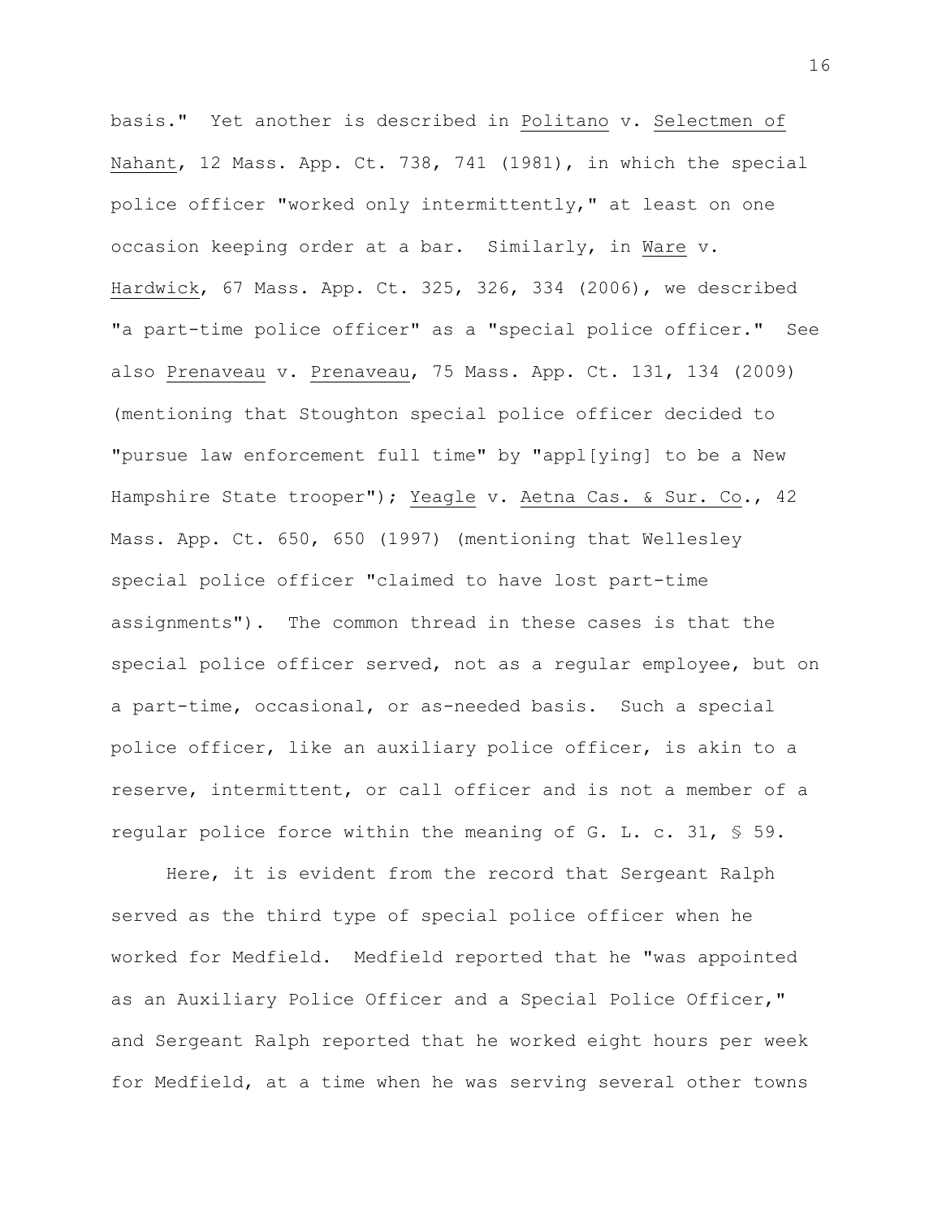basis." Yet another is described in Politano v. Selectmen of Nahant, 12 Mass. App. Ct. 738, 741 (1981), in which the special police officer "worked only intermittently," at least on one occasion keeping order at a bar. Similarly, in Ware v. Hardwick, 67 Mass. App. Ct. 325, 326, 334 (2006), we described "a part-time police officer" as a "special police officer." See also Prenaveau v. Prenaveau, 75 Mass. App. Ct. 131, 134 (2009) (mentioning that Stoughton special police officer decided to "pursue law enforcement full time" by "appl[ying] to be a New Hampshire State trooper"); Yeagle v. Aetna Cas. & Sur. Co., 42 Mass. App. Ct. 650, 650 (1997) (mentioning that Wellesley special police officer "claimed to have lost part-time assignments"). The common thread in these cases is that the special police officer served, not as a regular employee, but on a part-time, occasional, or as-needed basis. Such a special police officer, like an auxiliary police officer, is akin to a reserve, intermittent, or call officer and is not a member of a regular police force within the meaning of G. L. c. 31, § 59.

Here, it is evident from the record that Sergeant Ralph served as the third type of special police officer when he worked for Medfield. Medfield reported that he "was appointed as an Auxiliary Police Officer and a Special Police Officer," and Sergeant Ralph reported that he worked eight hours per week for Medfield, at a time when he was serving several other towns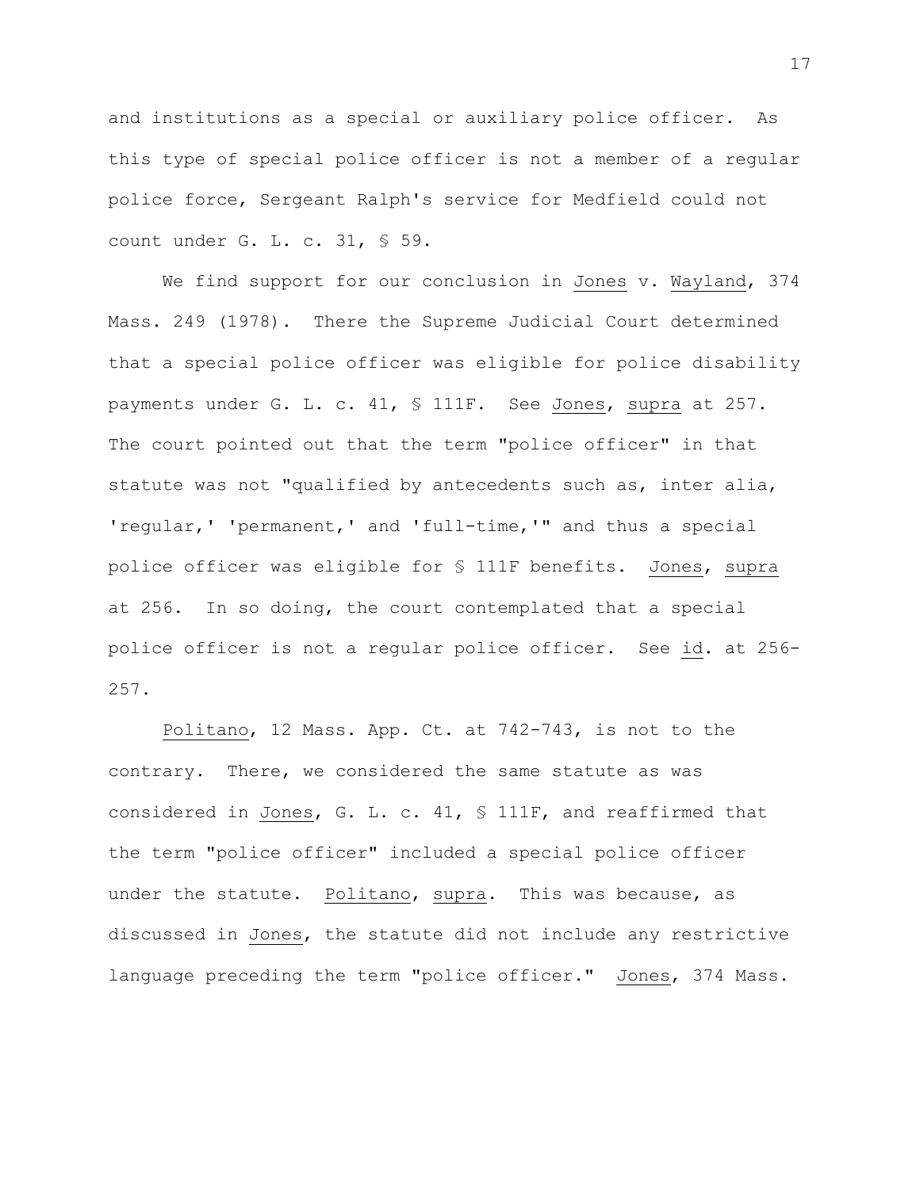and institutions as a special or auxiliary police officer. As this type of special police officer is not a member of a regular police force, Sergeant Ralph's service for Medfield could not count under G. L. c. 31, § 59.

We find support for our conclusion in Jones v. Wayland, 374 Mass. 249 (1978). There the Supreme Judicial Court determined that a special police officer was eligible for police disability payments under G. L. c. 41, § 111F. See Jones, supra at 257. The court pointed out that the term "police officer" in that statute was not "qualified by antecedents such as, inter alia, 'regular,' 'permanent,' and 'full-time,'" and thus a special police officer was eligible for § 111F benefits. Jones, supra at 256. In so doing, the court contemplated that a special police officer is not a regular police officer. See id. at 256-257.

Politano, 12 Mass. App. Ct. at 742-743, is not to the contrary. There, we considered the same statute as was considered in Jones, G. L. c. 41, § 111F, and reaffirmed that the term "police officer" included a special police officer under the statute. Politano, supra. This was because, as discussed in Jones, the statute did not include any restrictive language preceding the term "police officer." Jones, 374 Mass.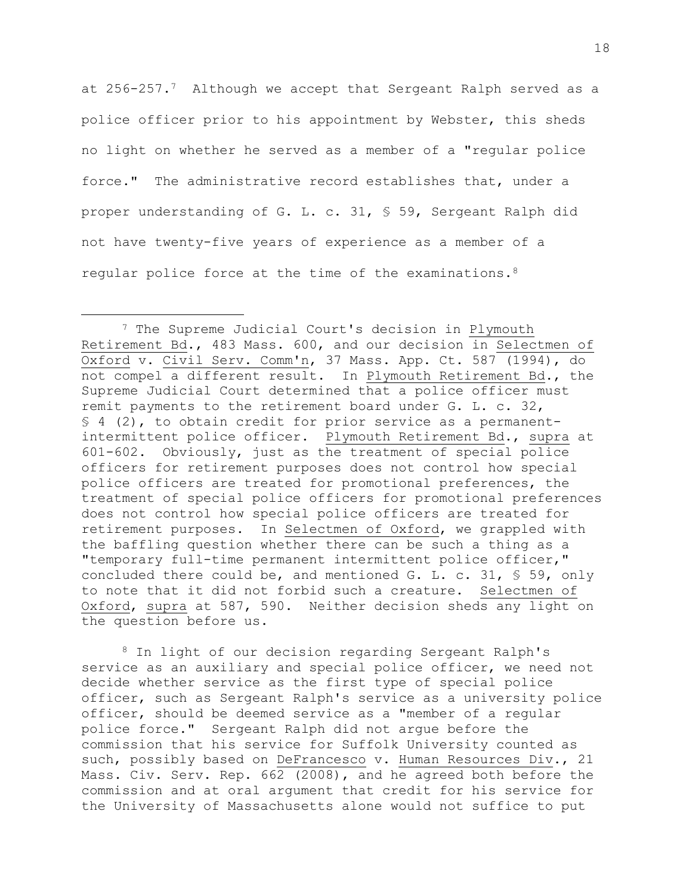at 256-257.[7] Although we accept that Sergeant Ralph served as a police officer prior to his appointment by Webster, this sheds no light on whether he served as a member of a "regular police force." The administrative record establishes that, under a proper understanding of G. L. c. 31, § 59, Sergeant Ralph did not have twenty-five years of experience as a member of a regular police force at the time of the examinations.[8]

---

[7] The Supreme Judicial Court's decision in Plymouth Retirement Bd., 483 Mass. 600, and our decision in Selectmen of Oxford v. Civil Serv. Comm'n, 37 Mass. App. Ct. 587 (1994), do not compel a different result. In Plymouth Retirement Bd., the Supreme Judicial Court determined that a police officer must remit payments to the retirement board under G. L. c. 32, § 4 (2), to obtain credit for prior service as a permanent-intermittent police officer. Plymouth Retirement Bd., supra at 601-602. Obviously, just as the treatment of special police officers for retirement purposes does not control how special police officers are treated for promotional preferences, the treatment of special police officers for promotional preferences does not control how special police officers are treated for retirement purposes. In Selectmen of Oxford, we grappled with the baffling question whether there can be such a thing as a "temporary full-time permanent intermittent police officer," concluded there could be, and mentioned G. L. c. 31, § 59, only to note that it did not forbid such a creature. Selectmen of Oxford, supra at 587, 590. Neither decision sheds any light on the question before us.

[8] In light of our decision regarding Sergeant Ralph's service as an auxiliary and special police officer, we need not decide whether service as the first type of special police officer, such as Sergeant Ralph's service as a university police officer, should be deemed service as a "member of a regular police force." Sergeant Ralph did not argue before the commission that his service for Suffolk University counted as such, possibly based on DeFrancesco v. Human Resources Div., 21 Mass. Civ. Serv. Rep. 662 (2008), and he agreed both before the commission and at oral argument that credit for his service for the University of Massachusetts alone would not suffice to put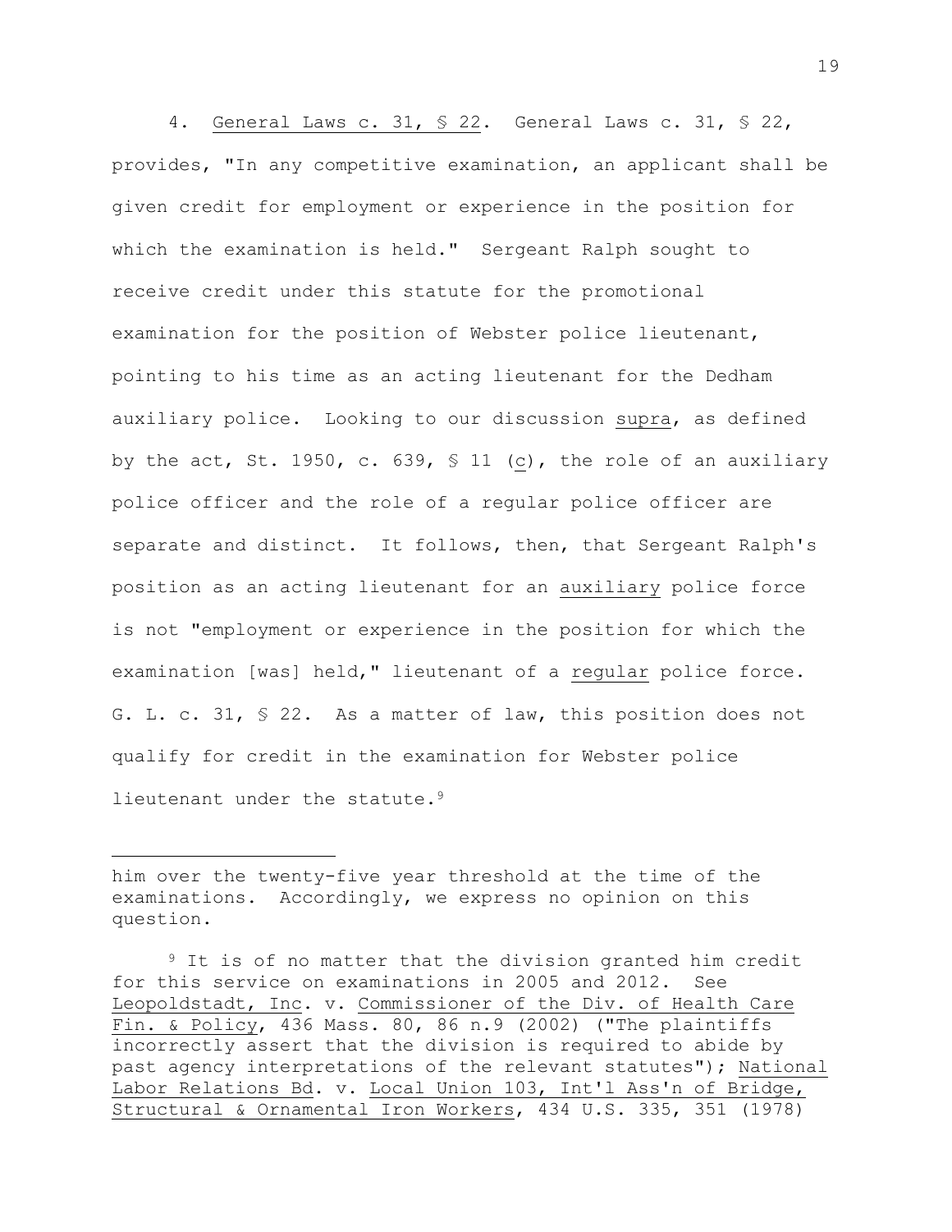4. General Laws c. 31, § 22. General Laws c. 31, § 22, provides, "In any competitive examination, an applicant shall be given credit for employment or experience in the position for which the examination is held." Sergeant Ralph sought to receive credit under this statute for the promotional examination for the position of Webster police lieutenant, pointing to his time as an acting lieutenant for the Dedham auxiliary police. Looking to our discussion supra, as defined by the act, St. 1950, c. 639, § 11 (c), the role of an auxiliary police officer and the role of a regular police officer are separate and distinct. It follows, then, that Sergeant Ralph's position as an acting lieutenant for an auxiliary police force is not "employment or experience in the position for which the examination [was] held," lieutenant of a regular police force. G. L. c. 31, § 22. As a matter of law, this position does not qualify for credit in the examination for Webster police lieutenant under the statute.[9]

---

him over the twenty-five year threshold at the time of the examinations. Accordingly, we express no opinion on this question.

[9] It is of no matter that the division granted him credit for this service on examinations in 2005 and 2012. See Leopoldstadt, Inc. v. Commissioner of the Div. of Health Care Fin. & Policy, 436 Mass. 80, 86 n.9 (2002) ("The plaintiffs incorrectly assert that the division is required to abide by past agency interpretations of the relevant statutes"); National Labor Relations Bd. v. Local Union 103, Int'l Ass'n of Bridge, Structural & Ornamental Iron Workers, 434 U.S. 335, 351 (1978)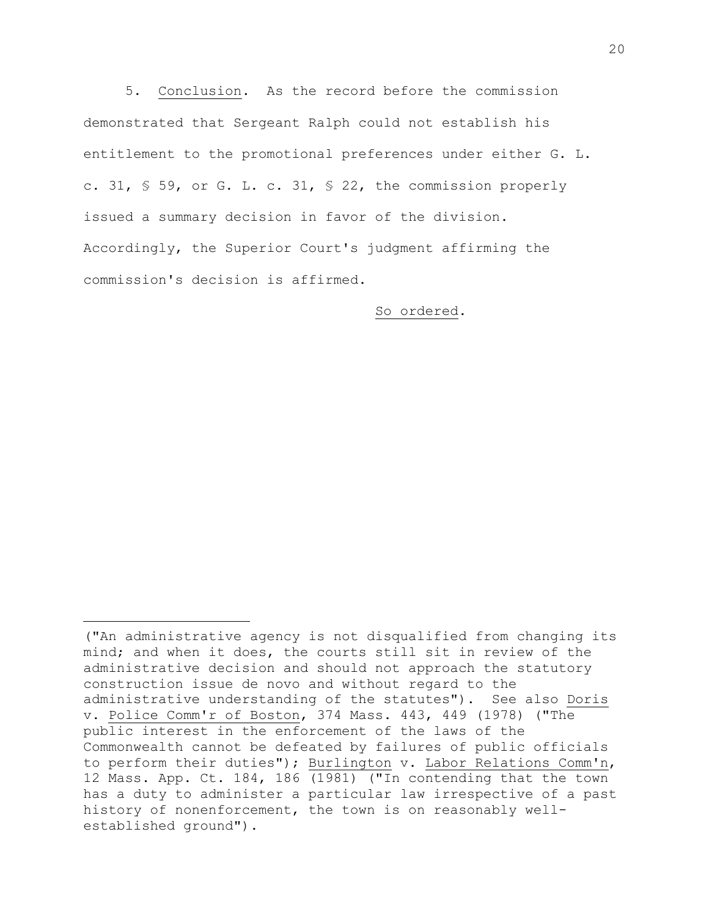5. Conclusion. As the record before the commission demonstrated that Sergeant Ralph could not establish his entitlement to the promotional preferences under either G. L. c. 31, § 59, or G. L. c. 31, § 22, the commission properly issued a summary decision in favor of the division. Accordingly, the Superior Court's judgment affirming the commission's decision is affirmed.

So ordered.

---

("An administrative agency is not disqualified from changing its mind; and when it does, the courts still sit in review of the administrative decision and should not approach the statutory construction issue de novo and without regard to the administrative understanding of the statutes"). See also Doris v. Police Comm'r of Boston, 374 Mass. 443, 449 (1978) ("The public interest in the enforcement of the laws of the Commonwealth cannot be defeated by failures of public officials to perform their duties"); Burlington v. Labor Relations Comm'n, 12 Mass. App. Ct. 184, 186 (1981) ("In contending that the town has a duty to administer a particular law irrespective of a past history of nonenforcement, the town is on reasonably well-established ground").